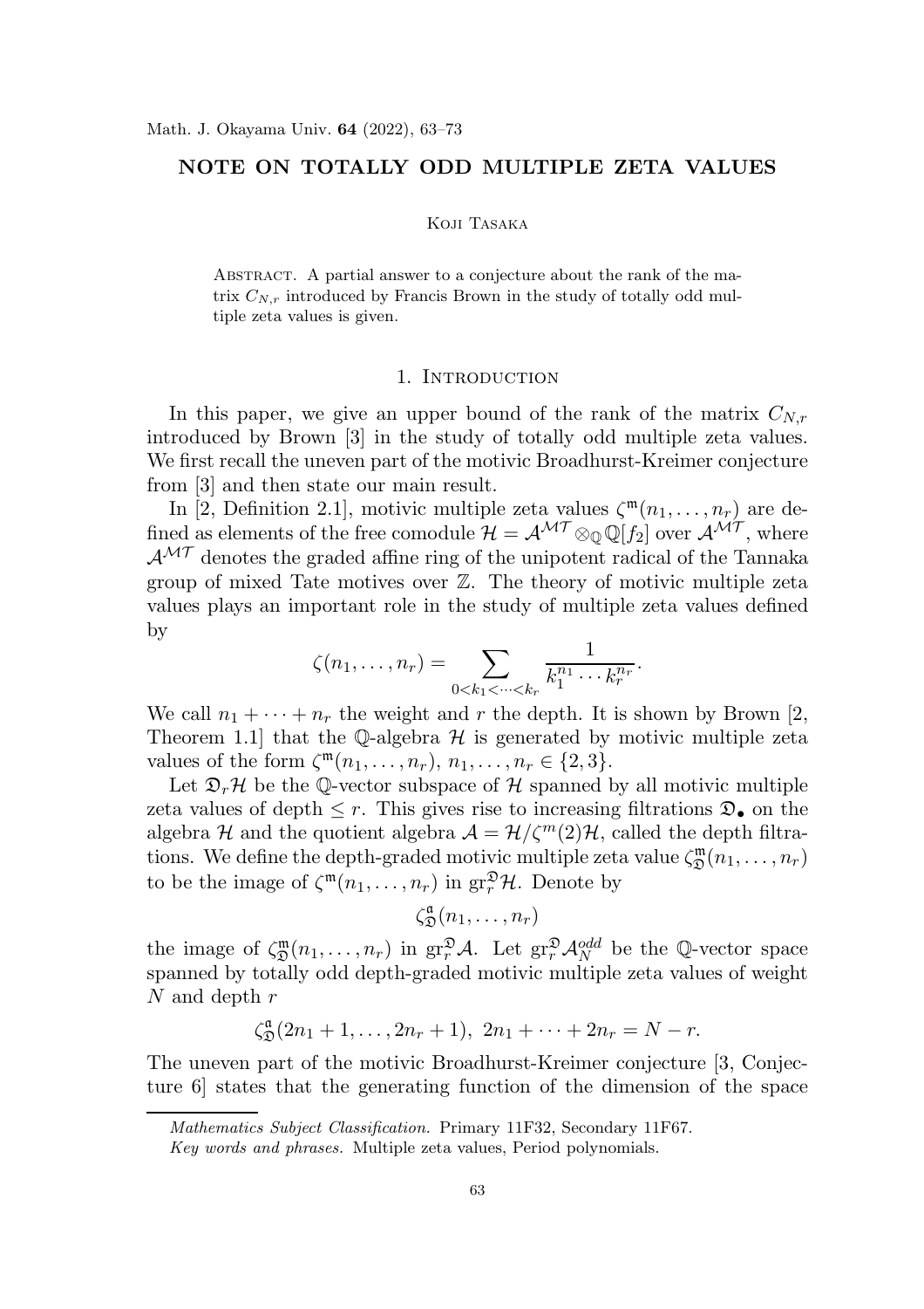# NOTE ON TOTALLY ODD MULTIPLE ZETA VALUES

Koji Tasaka

Abstract. A partial answer to a conjecture about the rank of the matrix $C_{N,r}$ introduced by Francis Brown in the study of totally odd multiple zeta values is given.

## 1. Introduction

In this paper, we give an upper bound of the rank of the matrix $C_{N,r}$ introduced by Brown [3] in the study of totally odd multiple zeta values. We first recall the uneven part of the motivic Broadhurst-Kreimer conjecture from [3] and then state our main result.

In [2, Definition 2.1], motivic multiple zeta values $\zeta^{\mathfrak{m}}(n_1,\ldots,n_r)$ are defined as elements of the free comodule $\mathcal{H}=\mathcal{A}^{\mathcal{MT}}\otimes_{\mathbb{Q}}\mathbb{Q}[f_2]$ over $\mathcal{A}^{\mathcal{MT}}$, where $\mathcal{A}^{\mathcal{MT}}$ denotes the graded affine ring of the unipotent radical of the Tannaka group of mixed Tate motives over $\mathbb{Z}$. The theory of motivic multiple zeta values plays an important role in the study of multiple zeta values defined by

$$\zeta(n_1,\ldots,n_r)=\sum_{0<k_1<\cdots<k_r}\frac{1}{k_1^{n_1}\cdots k_r^{n_r}}.$$

We call $n_1+\cdots+n_r$ the weight and $r$ the depth. It is shown by Brown [2, Theorem 1.1] that the $\mathbb{Q}$-algebra $\mathcal{H}$ is generated by motivic multiple zeta values of the form $\zeta^{\mathfrak{m}}(n_1,\ldots,n_r)$, $n_1,\ldots,n_r\in\{2,3\}$.

Let $\mathfrak{D}_r\mathcal{H}$ be the $\mathbb{Q}$-vector subspace of $\mathcal{H}$ spanned by all motivic multiple zeta values of depth $\leq r$. This gives rise to increasing filtrations $\mathfrak{D}_\bullet$ on the algebra $\mathcal{H}$ and the quotient algebra $\mathcal{A}=\mathcal{H}/\zeta^{m}(2)\mathcal{H}$, called the depth filtrations. We define the depth-graded motivic multiple zeta value $\zeta^{\mathfrak{m}}_{\mathfrak{D}}(n_1,\ldots,n_r)$ to be the image of $\zeta^{\mathfrak{m}}(n_1,\ldots,n_r)$ in $\mathrm{gr}^{\mathfrak{D}}_r\mathcal{H}$. Denote by

$$\zeta^{\mathfrak{a}}_{\mathfrak{D}}(n_1,\ldots,n_r)$$

the image of $\zeta^{\mathfrak{m}}_{\mathfrak{D}}(n_1,\ldots,n_r)$ in $\mathrm{gr}^{\mathfrak{D}}_r\mathcal{A}$. Let $\mathrm{gr}^{\mathfrak{D}}_r\mathcal{A}^{odd}_N$ be the $\mathbb{Q}$-vector space spanned by totally odd depth-graded motivic multiple zeta values of weight $N$ and depth $r$

$$\zeta^{\mathfrak{a}}_{\mathfrak{D}}(2n_1+1,\ldots,2n_r+1),\ 2n_1+\cdots+2n_r=N-r.$$

The uneven part of the motivic Broadhurst-Kreimer conjecture [3, Conjecture 6] states that the generating function of the dimension of the space

*Mathematics Subject Classification.* Primary 11F32, Secondary 11F67.

*Key words and phrases.* Multiple zeta values, Period polynomials.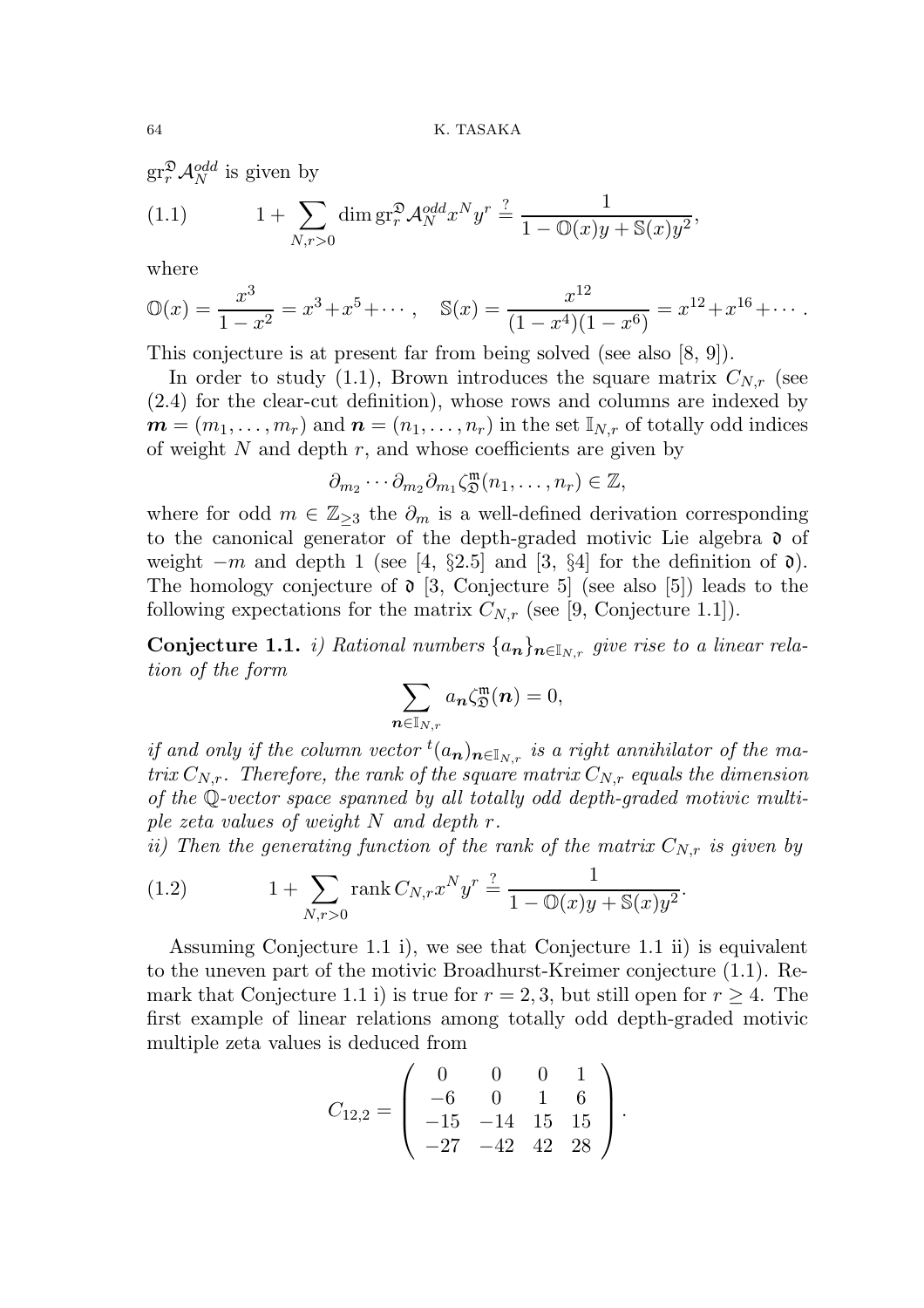$\mathrm{gr}_r^{\mathfrak{D}}\mathcal{A}_N^{odd}$ is given by

$$
1+\sum_{N,r>0}\dim \mathrm{gr}_r^{\mathfrak{D}}\mathcal{A}_N^{odd}x^Ny^r \overset{?}{=} \frac{1}{1-\mathbb{O}(x)y+\mathbb{S}(x)y^2}, \tag{1.1}
$$

where

$$
\mathbb{O}(x)=\frac{x^3}{1-x^2}=x^3+x^5+\cdots, \quad \mathbb{S}(x)=\frac{x^{12}}{(1-x^4)(1-x^6)}=x^{12}+x^{16}+\cdots.
$$

This conjecture is at present far from being solved (see also [8, 9]).

In order to study (1.1), Brown introduces the square matrix $C_{N,r}$ (see (2.4) for the clear-cut definition), whose rows and columns are indexed by $\boldsymbol{m}=(m_1,\dots,m_r)$ and $\boldsymbol{n}=(n_1,\dots,n_r)$ in the set $\mathbb{I}_{N,r}$ of totally odd indices of weight $N$ and depth $r$, and whose coefficients are given by

$$
\partial_{m_2}\cdots\partial_{m_2}\partial_{m_1}\zeta_{\mathfrak{D}}^{\mathfrak{m}}(n_1,\dots,n_r)\in\mathbb{Z},
$$

where for odd $m\in\mathbb{Z}_{\geq 3}$ the $\partial_m$ is a well-defined derivation corresponding to the canonical generator of the depth-graded motivic Lie algebra $\mathfrak{d}$ of weight $-m$ and depth 1 (see [4, §2.5] and [3, §4] for the definition of $\mathfrak{d}$). The homology conjecture of $\mathfrak{d}$ [3, Conjecture 5] (see also [5]) leads to the following expectations for the matrix $C_{N,r}$ (see [9, Conjecture 1.1]).

**Conjecture 1.1.** *i) Rational numbers $\{a_{\boldsymbol{n}}\}_{\boldsymbol{n}\in\mathbb{I}_{N,r}}$ give rise to a linear relation of the form*

$$
\sum_{\boldsymbol{n}\in\mathbb{I}_{N,r}} a_{\boldsymbol{n}}\zeta_{\mathfrak{D}}^{\mathfrak{m}}(\boldsymbol{n})=0,
$$

*if and only if the column vector ${}^t(a_{\boldsymbol{n}})_{\boldsymbol{n}\in\mathbb{I}_{N,r}}$ is a right annihilator of the matrix $C_{N,r}$. Therefore, the rank of the square matrix $C_{N,r}$ equals the dimension of the $\mathbb{Q}$-vector space spanned by all totally odd depth-graded motivic multiple zeta values of weight $N$ and depth $r$.*

*ii) Then the generating function of the rank of the matrix $C_{N,r}$ is given by*

$$
1+\sum_{N,r>0}\mathrm{rank}\, C_{N,r}x^Ny^r \overset{?}{=} \frac{1}{1-\mathbb{O}(x)y+\mathbb{S}(x)y^2}. \tag{1.2}
$$

Assuming Conjecture 1.1 i), we see that Conjecture 1.1 ii) is equivalent to the uneven part of the motivic Broadhurst-Kreimer conjecture (1.1). Remark that Conjecture 1.1 i) is true for $r=2,3$, but still open for $r\geq 4$. The first example of linear relations among totally odd depth-graded motivic multiple zeta values is deduced from

$$
C_{12,2}=\begin{pmatrix} 0 & 0 & 0 & 1 \\ -6 & 0 & 1 & 6 \\ -15 & -14 & 15 & 15 \\ -27 & -42 & 42 & 28 \end{pmatrix}.
$$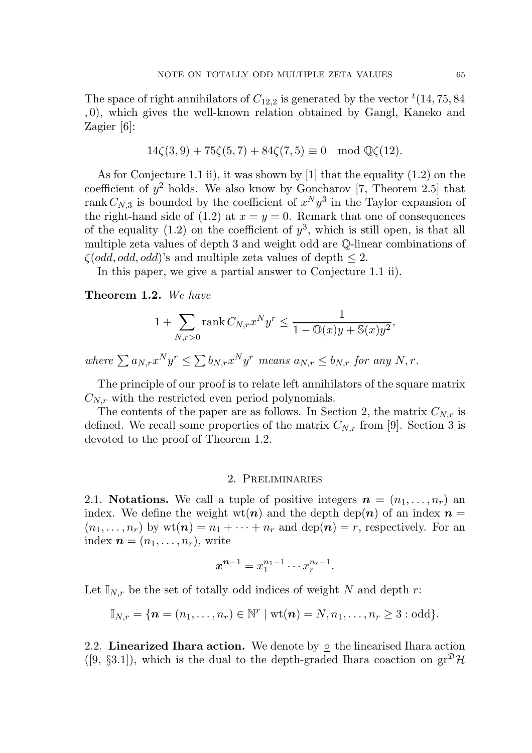The space of right annihilators of $C_{12,2}$ is generated by the vector ${}^t(14, 75, 84, 0)$, which gives the well-known relation obtained by Gangl, Kaneko and Zagier [6]:

$$14\zeta(3,9) + 75\zeta(5,7) + 84\zeta(7,5) \equiv 0 \mod \mathbb{Q}\zeta(12).$$

As for Conjecture 1.1 ii), it was shown by [1] that the equality (1.2) on the coefficient of $y^2$ holds. We also know by Goncharov [7, Theorem 2.5] that $\operatorname{rank} C_{N,3}$ is bounded by the coefficient of $x^N y^3$ in the Taylor expansion of the right-hand side of (1.2) at $x = y = 0$. Remark that one of consequences of the equality (1.2) on the coefficient of $y^3$, which is still open, is that all multiple zeta values of depth 3 and weight odd are $\mathbb{Q}$-linear combinations of $\zeta(odd, odd, odd)$'s and multiple zeta values of depth $\leq 2$.

In this paper, we give a partial answer to Conjecture 1.1 ii).

**Theorem 1.2.** *We have*

$$1 + \sum_{N,r>0} \operatorname{rank} C_{N,r} x^N y^r \leq \frac{1}{1 - \mathbb{O}(x)y + \mathbb{S}(x)y^2},$$

*where* $\sum a_{N,r} x^N y^r \leq \sum b_{N,r} x^N y^r$ *means* $a_{N,r} \leq b_{N,r}$ *for any* $N, r$.

The principle of our proof is to relate left annihilators of the square matrix $C_{N,r}$ with the restricted even period polynomials.

The contents of the paper are as follows. In Section 2, the matrix $C_{N,r}$ is defined. We recall some properties of the matrix $C_{N,r}$ from [9]. Section 3 is devoted to the proof of Theorem 1.2.

## 2. Preliminaries

2.1. **Notations.** We call a tuple of positive integers $\boldsymbol{n} = (n_1, \ldots, n_r)$ an index. We define the weight $\operatorname{wt}(\boldsymbol{n})$ and the depth $\operatorname{dep}(\boldsymbol{n})$ of an index $\boldsymbol{n} = (n_1, \ldots, n_r)$ by $\operatorname{wt}(\boldsymbol{n}) = n_1 + \cdots + n_r$ and $\operatorname{dep}(\boldsymbol{n}) = r$, respectively. For an index $\boldsymbol{n} = (n_1, \ldots, n_r)$, write

$$\boldsymbol{x}^{\boldsymbol{n}-1} = x_1^{n_1-1} \cdots x_r^{n_r-1}.$$

Let $\mathbb{I}_{N,r}$ be the set of totally odd indices of weight $N$ and depth $r$:

$$\mathbb{I}_{N,r} = \{\boldsymbol{n} = (n_1, \ldots, n_r) \in \mathbb{N}^r \mid \operatorname{wt}(\boldsymbol{n}) = N, n_1, \ldots, n_r \geq 3 : \text{odd}\}.$$

2.2. **Linearized Ihara action.** We denote by $\underline{\circ}$ the linearised Ihara action ([9, §3.1]), which is the dual to the depth-graded Ihara coaction on $\operatorname{gr}^{\mathfrak{D}}\mathcal{H}$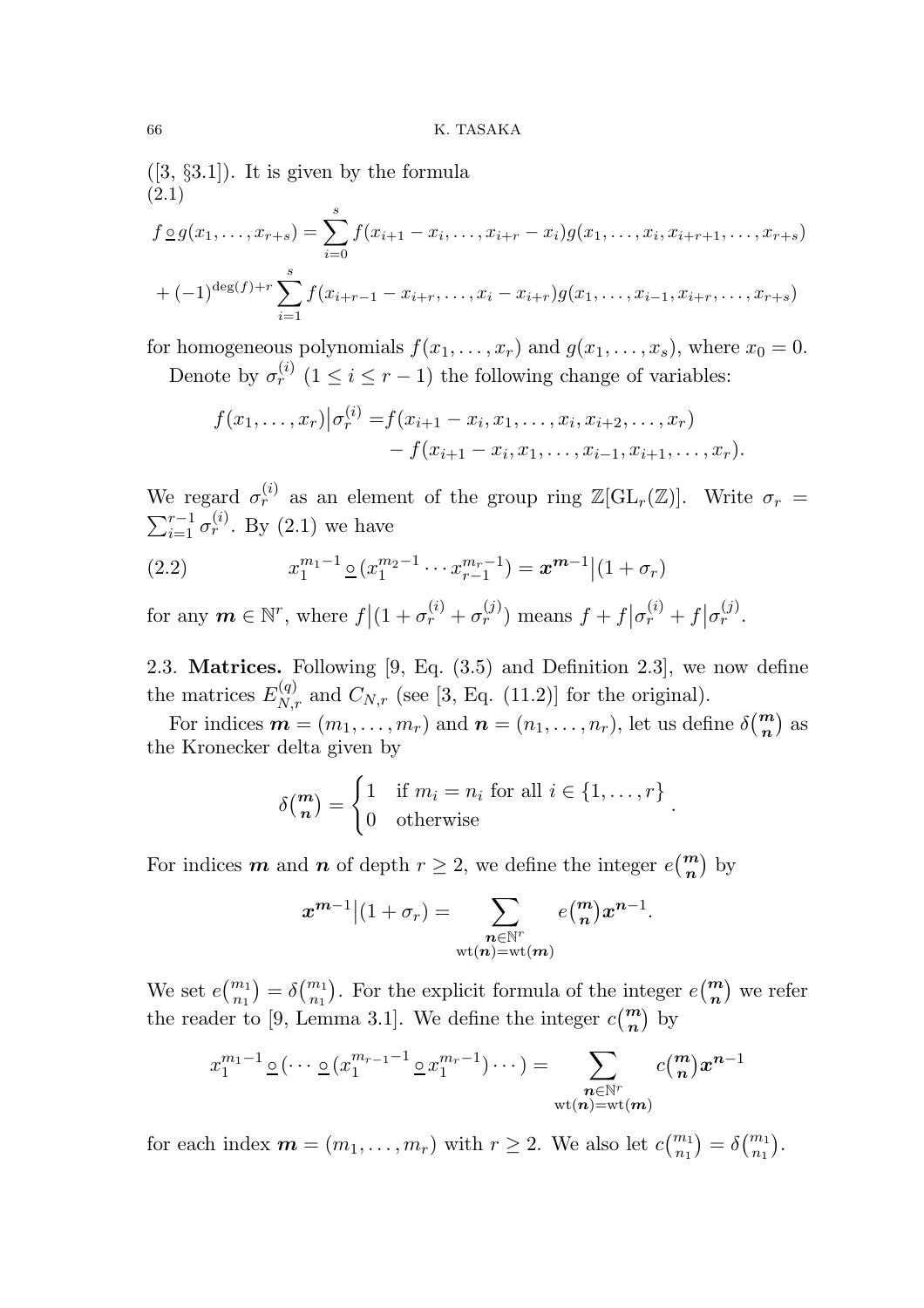([3, §3.1]). It is given by the formula

(2.1)

$$f \,\underline{\circ}\, g(x_1,\dots,x_{r+s}) = \sum_{i=0}^{s} f(x_{i+1}-x_i,\dots,x_{i+r}-x_i)g(x_1,\dots,x_i,x_{i+r+1},\dots,x_{r+s})$$

$$+ (-1)^{\deg(f)+r}\sum_{i=1}^{s} f(x_{i+r-1}-x_{i+r},\dots,x_i-x_{i+r})g(x_1,\dots,x_{i-1},x_{i+r},\dots,x_{r+s})$$

for homogeneous polynomials $f(x_1,\dots,x_r)$ and $g(x_1,\dots,x_s)$, where $x_0=0$.

Denote by $\sigma_r^{(i)}$ $(1\le i\le r-1)$ the following change of variables:

$$\begin{aligned} f(x_1,\dots,x_r)\big|\sigma_r^{(i)} =& f(x_{i+1}-x_i,x_1,\dots,x_i,x_{i+2},\dots,x_r) \\ &- f(x_{i+1}-x_i,x_1,\dots,x_{i-1},x_{i+1},\dots,x_r). \end{aligned}$$

We regard $\sigma_r^{(i)}$ as an element of the group ring $\mathbb{Z}[\mathrm{GL}_r(\mathbb{Z})]$. Write $\sigma_r = \sum_{i=1}^{r-1}\sigma_r^{(i)}$. By (2.1) we have

$$x_1^{m_1-1}\,\underline{\circ}\,(x_1^{m_2-1}\cdots x_{r-1}^{m_r-1}) = \boldsymbol{x}^{\boldsymbol{m}-1}\big|(1+\sigma_r) \tag{2.2}$$

for any $\boldsymbol{m}\in\mathbb{N}^r$, where $f\big|(1+\sigma_r^{(i)}+\sigma_r^{(j)})$ means $f+f\big|\sigma_r^{(i)}+f\big|\sigma_r^{(j)}$.

2.3. **Matrices.** Following [9, Eq. (3.5) and Definition 2.3], we now define the matrices $E_{N,r}^{(q)}$ and $C_{N,r}$ (see [3, Eq. (11.2)] for the original).

For indices $\boldsymbol{m}=(m_1,\dots,m_r)$ and $\boldsymbol{n}=(n_1,\dots,n_r)$, let us define $\delta\binom{\boldsymbol{m}}{\boldsymbol{n}}$ as the Kronecker delta given by

$$\delta\binom{\boldsymbol{m}}{\boldsymbol{n}} = \begin{cases} 1 & \text{if } m_i=n_i \text{ for all } i\in\{1,\dots,r\} \\ 0 & \text{otherwise} \end{cases}.$$

For indices $\boldsymbol{m}$ and $\boldsymbol{n}$ of depth $r\ge 2$, we define the integer $e\binom{\boldsymbol{m}}{\boldsymbol{n}}$ by

$$\boldsymbol{x}^{\boldsymbol{m}-1}\big|(1+\sigma_r) = \sum_{\substack{\boldsymbol{n}\in\mathbb{N}^r\\ \mathrm{wt}(\boldsymbol{n})=\mathrm{wt}(\boldsymbol{m})}} e\binom{\boldsymbol{m}}{\boldsymbol{n}}\boldsymbol{x}^{\boldsymbol{n}-1}.$$

We set $e\binom{m_1}{n_1}=\delta\binom{m_1}{n_1}$. For the explicit formula of the integer $e\binom{\boldsymbol{m}}{\boldsymbol{n}}$ we refer the reader to [9, Lemma 3.1]. We define the integer $c\binom{\boldsymbol{m}}{\boldsymbol{n}}$ by

$$x_1^{m_1-1}\,\underline{\circ}\,(\cdots\,\underline{\circ}\,(x_1^{m_{r-1}-1}\,\underline{\circ}\,x_1^{m_r-1})\cdots) = \sum_{\substack{\boldsymbol{n}\in\mathbb{N}^r\\ \mathrm{wt}(\boldsymbol{n})=\mathrm{wt}(\boldsymbol{m})}} c\binom{\boldsymbol{m}}{\boldsymbol{n}}\boldsymbol{x}^{\boldsymbol{n}-1}$$

for each index $\boldsymbol{m}=(m_1,\dots,m_r)$ with $r\ge 2$. We also let $c\binom{m_1}{n_1}=\delta\binom{m_1}{n_1}$.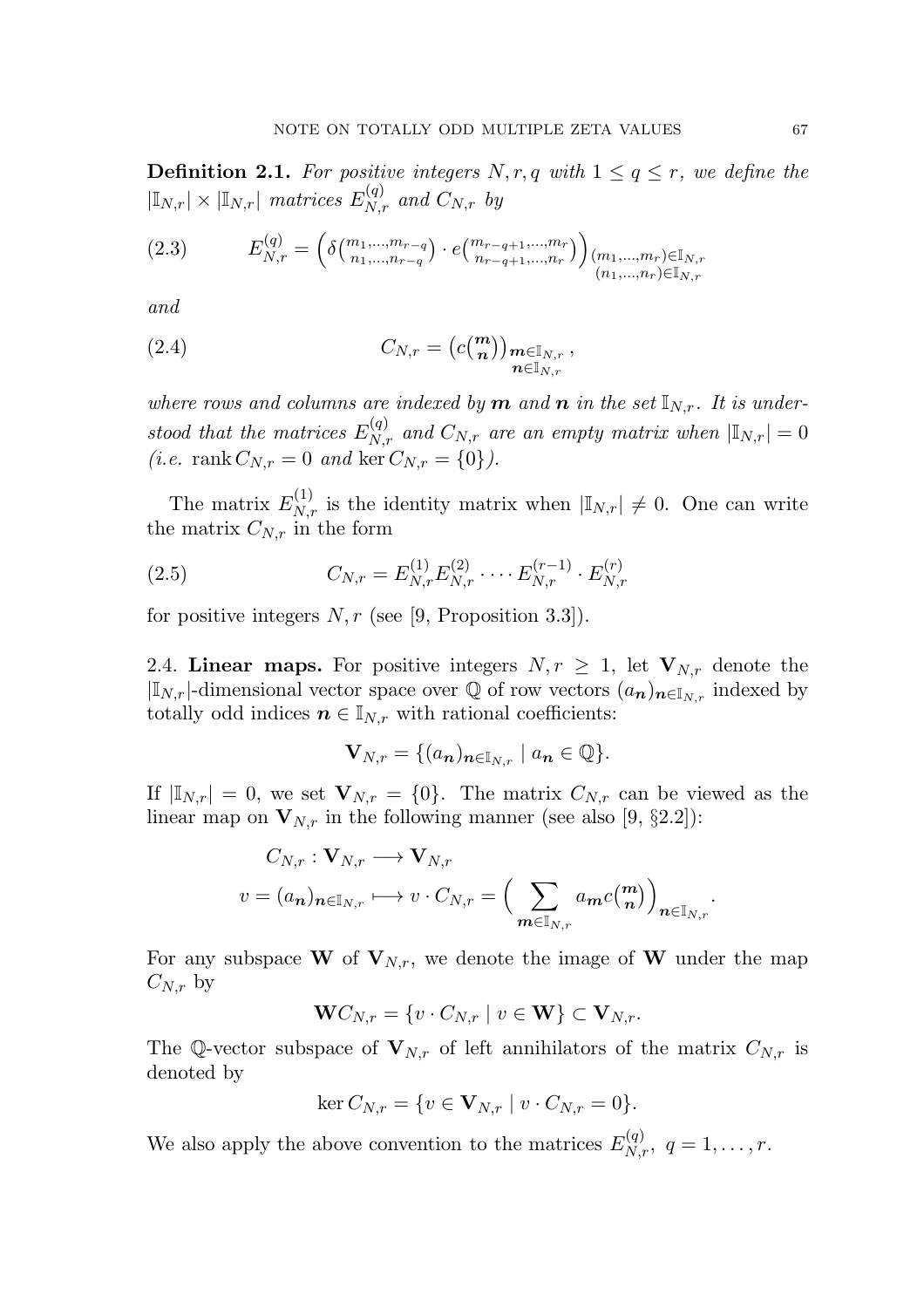**Definition 2.1.** *For positive integers $N, r, q$ with $1 \le q \le r$, we define the $|\mathbb{I}_{N,r}| \times |\mathbb{I}_{N,r}|$ matrices $E^{(q)}_{N,r}$ and $C_{N,r}$ by*

$$E^{(q)}_{N,r} = \left( \delta\binom{m_1,\dots,m_{r-q}}{n_1,\dots,n_{r-q}} \cdot e\binom{m_{r-q+1},\dots,m_r}{n_{r-q+1},\dots,n_r} \right)_{\substack{(m_1,\dots,m_r)\in\mathbb{I}_{N,r} \\ (n_1,\dots,n_r)\in\mathbb{I}_{N,r}}} \tag{2.3}$$

*and*

$$C_{N,r} = \left( c\binom{\boldsymbol{m}}{\boldsymbol{n}} \right)_{\substack{\boldsymbol{m}\in\mathbb{I}_{N,r} \\ \boldsymbol{n}\in\mathbb{I}_{N,r}}}, \tag{2.4}$$

*where rows and columns are indexed by $\boldsymbol{m}$ and $\boldsymbol{n}$ in the set $\mathbb{I}_{N,r}$. It is understood that the matrices $E^{(q)}_{N,r}$ and $C_{N,r}$ are an empty matrix when $|\mathbb{I}_{N,r}| = 0$ (i.e. $\operatorname{rank} C_{N,r} = 0$ and $\ker C_{N,r} = \{0\}$).*

The matrix $E^{(1)}_{N,r}$ is the identity matrix when $|\mathbb{I}_{N,r}| \ne 0$. One can write the matrix $C_{N,r}$ in the form

$$C_{N,r} = E^{(1)}_{N,r} E^{(2)}_{N,r} \cdot \dots \cdot E^{(r-1)}_{N,r} \cdot E^{(r)}_{N,r} \tag{2.5}$$

for positive integers $N, r$ (see [9, Proposition 3.3]).

2.4. **Linear maps.** For positive integers $N, r \ge 1$, let $\mathbf{V}_{N,r}$ denote the $|\mathbb{I}_{N,r}|$-dimensional vector space over $\mathbb{Q}$ of row vectors $(a_{\boldsymbol{n}})_{\boldsymbol{n}\in\mathbb{I}_{N,r}}$ indexed by totally odd indices $\boldsymbol{n} \in \mathbb{I}_{N,r}$ with rational coefficients:

$$\mathbf{V}_{N,r} = \{(a_{\boldsymbol{n}})_{\boldsymbol{n}\in\mathbb{I}_{N,r}} \mid a_{\boldsymbol{n}} \in \mathbb{Q}\}.$$

If $|\mathbb{I}_{N,r}| = 0$, we set $\mathbf{V}_{N,r} = \{0\}$. The matrix $C_{N,r}$ can be viewed as the linear map on $\mathbf{V}_{N,r}$ in the following manner (see also [9, §2.2]):

$$C_{N,r} : \mathbf{V}_{N,r} \longrightarrow \mathbf{V}_{N,r}$$
$$v = (a_{\boldsymbol{n}})_{\boldsymbol{n}\in\mathbb{I}_{N,r}} \longmapsto v \cdot C_{N,r} = \Big( \sum_{\boldsymbol{m}\in\mathbb{I}_{N,r}} a_{\boldsymbol{m}} c\binom{\boldsymbol{m}}{\boldsymbol{n}} \Big)_{\boldsymbol{n}\in\mathbb{I}_{N,r}}.$$

For any subspace $\mathbf{W}$ of $\mathbf{V}_{N,r}$, we denote the image of $\mathbf{W}$ under the map $C_{N,r}$ by

$$\mathbf{W} C_{N,r} = \{v \cdot C_{N,r} \mid v \in \mathbf{W}\} \subset \mathbf{V}_{N,r}.$$

The $\mathbb{Q}$-vector subspace of $\mathbf{V}_{N,r}$ of left annihilators of the matrix $C_{N,r}$ is denoted by

$$\ker C_{N,r} = \{v \in \mathbf{V}_{N,r} \mid v \cdot C_{N,r} = 0\}.$$

We also apply the above convention to the matrices $E^{(q)}_{N,r},\ q = 1, \dots, r$.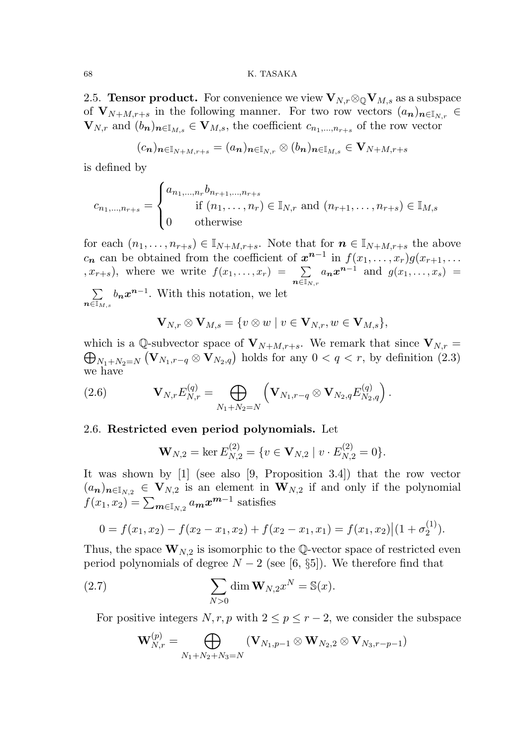**2.5. Tensor product.** For convenience we view $\mathbf{V}_{N,r} \otimes_{\mathbb{Q}} \mathbf{V}_{M,s}$ as a subspace of $\mathbf{V}_{N+M,r+s}$ in the following manner. For two row vectors $(a_{\boldsymbol{n}})_{\boldsymbol{n}\in\mathbb{I}_{N,r}} \in \mathbf{V}_{N,r}$ and $(b_{\boldsymbol{n}})_{\boldsymbol{n}\in\mathbb{I}_{M,s}} \in \mathbf{V}_{M,s}$, the coefficient $c_{n_1,\ldots,n_{r+s}}$ of the row vector

$$(c_{\boldsymbol{n}})_{\boldsymbol{n}\in\mathbb{I}_{N+M,r+s}} = (a_{\boldsymbol{n}})_{\boldsymbol{n}\in\mathbb{I}_{N,r}} \otimes (b_{\boldsymbol{n}})_{\boldsymbol{n}\in\mathbb{I}_{M,s}} \in \mathbf{V}_{N+M,r+s}$$

is defined by

$$c_{n_1,\ldots,n_{r+s}} = \begin{cases} a_{n_1,\ldots,n_r} b_{n_{r+1},\ldots,n_{r+s}} \\ \qquad \text{if } (n_1,\ldots,n_r) \in \mathbb{I}_{N,r} \text{ and } (n_{r+1},\ldots,n_{r+s}) \in \mathbb{I}_{M,s} \\ 0 \qquad \text{otherwise} \end{cases}$$

for each $(n_1,\ldots,n_{r+s}) \in \mathbb{I}_{N+M,r+s}$. Note that for $\boldsymbol{n} \in \mathbb{I}_{N+M,r+s}$ the above $c_{\boldsymbol{n}}$ can be obtained from the coefficient of $\boldsymbol{x}^{\boldsymbol{n}-1}$ in $f(x_1,\ldots,x_r)g(x_{r+1},\ldots,x_{r+s})$, where we write $f(x_1,\ldots,x_r) = \sum_{\boldsymbol{n}\in\mathbb{I}_{N,r}} a_{\boldsymbol{n}} \boldsymbol{x}^{\boldsymbol{n}-1}$ and $g(x_1,\ldots,x_s) = \sum_{\boldsymbol{n}\in\mathbb{I}_{M,s}} b_{\boldsymbol{n}} \boldsymbol{x}^{\boldsymbol{n}-1}$. With this notation, we let

$$\mathbf{V}_{N,r} \otimes \mathbf{V}_{M,s} = \{v \otimes w \mid v \in \mathbf{V}_{N,r}, w \in \mathbf{V}_{M,s}\},$$

which is a $\mathbb{Q}$-subvector space of $\mathbf{V}_{N+M,r+s}$. We remark that since $\mathbf{V}_{N,r} = \bigoplus_{N_1+N_2=N} \left(\mathbf{V}_{N_1,r-q} \otimes \mathbf{V}_{N_2,q}\right)$ holds for any $0 < q < r$, by definition (2.3) we have

$$\mathbf{V}_{N,r} E_{N,r}^{(q)} = \bigoplus_{N_1+N_2=N} \left( \mathbf{V}_{N_1,r-q} \otimes \mathbf{V}_{N_2,q} E_{N_2,q}^{(q)} \right). \tag{2.6}$$

**2.6. Restricted even period polynomials.** Let

$$\mathbf{W}_{N,2} = \ker E_{N,2}^{(2)} = \{v \in \mathbf{V}_{N,2} \mid v \cdot E_{N,2}^{(2)} = 0\}.$$

It was shown by [1] (see also [9, Proposition 3.4]) that the row vector $(a_{\boldsymbol{n}})_{\boldsymbol{n}\in\mathbb{I}_{N,2}} \in \mathbf{V}_{N,2}$ is an element in $\mathbf{W}_{N,2}$ if and only if the polynomial $f(x_1,x_2) = \sum_{\boldsymbol{m}\in\mathbb{I}_{N,2}} a_{\boldsymbol{m}} \boldsymbol{x}^{\boldsymbol{m}-1}$ satisfies

$$0 = f(x_1,x_2) - f(x_2-x_1,x_2) + f(x_2-x_1,x_1) = f(x_1,x_2)\big|(1+\sigma_2^{(1)}).$$

Thus, the space $\mathbf{W}_{N,2}$ is isomorphic to the $\mathbb{Q}$-vector space of restricted even period polynomials of degree $N-2$ (see [6, §5]). We therefore find that

$$\sum_{N>0} \dim \mathbf{W}_{N,2} x^N = \mathbb{S}(x). \tag{2.7}$$

For positive integers $N, r, p$ with $2 \le p \le r-2$, we consider the subspace

$$\mathbf{W}_{N,r}^{(p)} = \bigoplus_{N_1+N_2+N_3=N} \left(\mathbf{V}_{N_1,p-1} \otimes \mathbf{W}_{N_2,2} \otimes \mathbf{V}_{N_3,r-p-1}\right)$$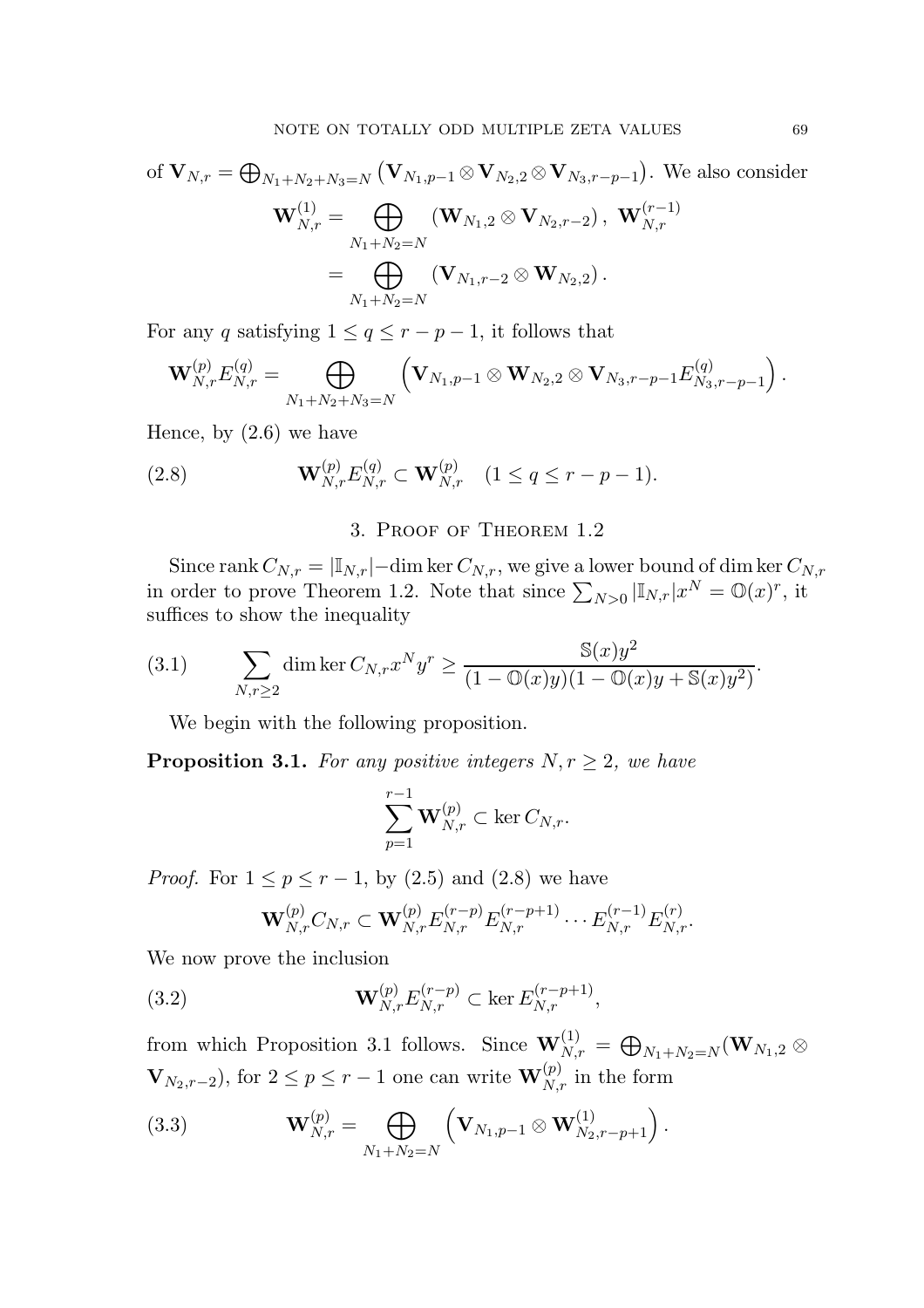of $\mathbf{V}_{N,r} = \bigoplus_{N_1+N_2+N_3=N} \left(\mathbf{V}_{N_1,p-1} \otimes \mathbf{V}_{N_2,2} \otimes \mathbf{V}_{N_3,r-p-1}\right)$. We also consider

$$\mathbf{W}^{(1)}_{N,r} = \bigoplus_{N_1+N_2=N} \left(\mathbf{W}_{N_1,2} \otimes \mathbf{V}_{N_2,r-2}\right), \ \mathbf{W}^{(r-1)}_{N,r} = \bigoplus_{N_1+N_2=N} \left(\mathbf{V}_{N_1,r-2} \otimes \mathbf{W}_{N_2,2}\right).$$

For any $q$ satisfying $1 \le q \le r-p-1$, it follows that

$$\mathbf{W}^{(p)}_{N,r} E^{(q)}_{N,r} = \bigoplus_{N_1+N_2+N_3=N} \left(\mathbf{V}_{N_1,p-1} \otimes \mathbf{W}_{N_2,2} \otimes \mathbf{V}_{N_3,r-p-1} E^{(q)}_{N_3,r-p-1}\right).$$

Hence, by (2.6) we have

$$\mathbf{W}^{(p)}_{N,r} E^{(q)}_{N,r} \subset \mathbf{W}^{(p)}_{N,r} \quad (1 \le q \le r-p-1). \tag{2.8}$$

## 3. Proof of Theorem 1.2

Since $\operatorname{rank} C_{N,r} = |\mathbb{I}_{N,r}| - \dim\ker C_{N,r}$, we give a lower bound of $\dim\ker C_{N,r}$ in order to prove Theorem 1.2. Note that since $\sum_{N>0} |\mathbb{I}_{N,r}| x^N = \mathbb{O}(x)^r$, it suffices to show the inequality

$$\sum_{N,r\ge 2} \dim\ker C_{N,r} x^N y^r \ge \frac{\mathbb{S}(x) y^2}{(1-\mathbb{O}(x)y)(1-\mathbb{O}(x)y+\mathbb{S}(x)y^2)}. \tag{3.1}$$

We begin with the following proposition.

**Proposition 3.1.** *For any positive integers $N, r \ge 2$, we have*

$$\sum_{p=1}^{r-1} \mathbf{W}^{(p)}_{N,r} \subset \ker C_{N,r}.$$

*Proof.* For $1 \le p \le r-1$, by (2.5) and (2.8) we have

$$\mathbf{W}^{(p)}_{N,r} C_{N,r} \subset \mathbf{W}^{(p)}_{N,r} E^{(r-p)}_{N,r} E^{(r-p+1)}_{N,r} \cdots E^{(r-1)}_{N,r} E^{(r)}_{N,r}.$$

We now prove the inclusion

$$\mathbf{W}^{(p)}_{N,r} E^{(r-p)}_{N,r} \subset \ker E^{(r-p+1)}_{N,r}, \tag{3.2}$$

from which Proposition 3.1 follows. Since $\mathbf{W}^{(1)}_{N,r} = \bigoplus_{N_1+N_2=N} (\mathbf{W}_{N_1,2} \otimes \mathbf{V}_{N_2,r-2})$, for $2 \le p \le r-1$ one can write $\mathbf{W}^{(p)}_{N,r}$ in the form

$$\mathbf{W}^{(p)}_{N,r} = \bigoplus_{N_1+N_2=N} \left(\mathbf{V}_{N_1,p-1} \otimes \mathbf{W}^{(1)}_{N_2,r-p+1}\right). \tag{3.3}$$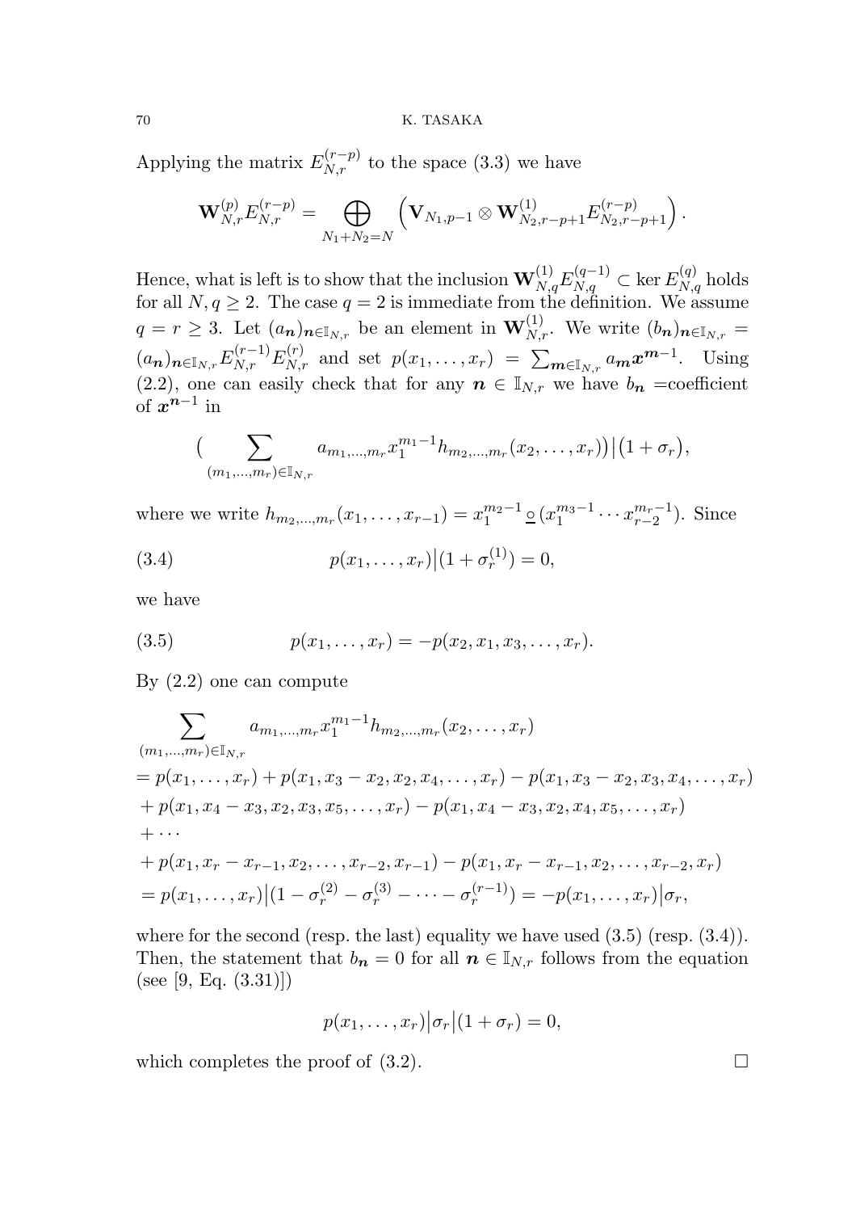Applying the matrix $E_{N,r}^{(r-p)}$ to the space (3.3) we have

$$\mathbf{W}_{N,r}^{(p)} E_{N,r}^{(r-p)} = \bigoplus_{N_1+N_2=N} \left( \mathbf{V}_{N_1,p-1} \otimes \mathbf{W}_{N_2,r-p+1}^{(1)} E_{N_2,r-p+1}^{(r-p)} \right).$$

Hence, what is left is to show that the inclusion $\mathbf{W}_{N,q}^{(1)} E_{N,q}^{(q-1)} \subset \ker E_{N,q}^{(q)}$ holds for all $N, q \geq 2$. The case $q=2$ is immediate from the definition. We assume $q = r \geq 3$. Let $(a_{\boldsymbol{n}})_{\boldsymbol{n}\in \mathbb{I}_{N,r}}$ be an element in $\mathbf{W}_{N,r}^{(1)}$. We write $(b_{\boldsymbol{n}})_{\boldsymbol{n}\in\mathbb{I}_{N,r}} = (a_{\boldsymbol{n}})_{\boldsymbol{n}\in\mathbb{I}_{N,r}} E_{N,r}^{(r-1)} E_{N,r}^{(r)}$ and set $p(x_1,\ldots,x_r) = \sum_{\boldsymbol{m}\in\mathbb{I}_{N,r}} a_{\boldsymbol{m}} \boldsymbol{x}^{\boldsymbol{m}-1}$. Using (2.2), one can easily check that for any $\boldsymbol{n} \in \mathbb{I}_{N,r}$ we have $b_{\boldsymbol{n}}$ =coefficient of $\boldsymbol{x}^{\boldsymbol{n}-1}$ in

$$\Big( \sum_{(m_1,\ldots,m_r)\in\mathbb{I}_{N,r}} a_{m_1,\ldots,m_r} x_1^{m_1-1} h_{m_2,\ldots,m_r}(x_2,\ldots,x_r) \Big) \big| (1+\sigma_r),$$

where we write $h_{m_2,\ldots,m_r}(x_1,\ldots,x_{r-1}) = x_1^{m_2-1} \,\underline{\text{o}}\, (x_1^{m_3-1}\cdots x_{r-2}^{m_r-1})$. Since

$$p(x_1,\ldots,x_r)\big|(1+\sigma_r^{(1)}) = 0, \tag{3.4}$$

we have

$$p(x_1,\ldots,x_r) = -p(x_2,x_1,x_3,\ldots,x_r). \tag{3.5}$$

By (2.2) one can compute

$$\begin{aligned}
&\sum_{(m_1,\ldots,m_r)\in\mathbb{I}_{N,r}} a_{m_1,\ldots,m_r} x_1^{m_1-1} h_{m_2,\ldots,m_r}(x_2,\ldots,x_r) \\
&= p(x_1,\ldots,x_r) + p(x_1,x_3-x_2,x_2,x_4,\ldots,x_r) - p(x_1,x_3-x_2,x_3,x_4,\ldots,x_r) \\
&+ p(x_1,x_4-x_3,x_2,x_3,x_5,\ldots,x_r) - p(x_1,x_4-x_3,x_2,x_4,x_5,\ldots,x_r) \\
&+ \cdots \\
&+ p(x_1,x_r-x_{r-1},x_2,\ldots,x_{r-2},x_{r-1}) - p(x_1,x_r-x_{r-1},x_2,\ldots,x_{r-2},x_r) \\
&= p(x_1,\ldots,x_r)\big|(1-\sigma_r^{(2)}-\sigma_r^{(3)}-\cdots-\sigma_r^{(r-1)}) = -p(x_1,\ldots,x_r)\big|\sigma_r,
\end{aligned}$$

where for the second (resp. the last) equality we have used (3.5) (resp. (3.4)). Then, the statement that $b_{\boldsymbol{n}} = 0$ for all $\boldsymbol{n} \in \mathbb{I}_{N,r}$ follows from the equation (see [9, Eq. (3.31)])

$$p(x_1,\ldots,x_r)\big|\sigma_r\big|(1+\sigma_r) = 0,$$

which completes the proof of (3.2). $\square$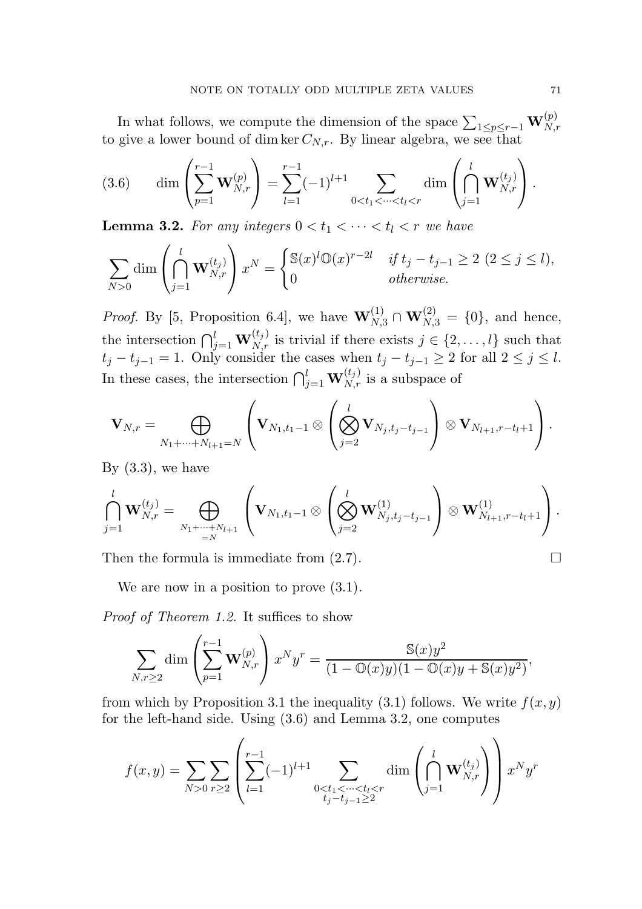In what follows, we compute the dimension of the space $\sum_{1\le p\le r-1}\mathbf{W}^{(p)}_{N,r}$ to give a lower bound of $\dim\ker C_{N,r}$. By linear algebra, we see that

$$\dim\left(\sum_{p=1}^{r-1}\mathbf{W}^{(p)}_{N,r}\right)=\sum_{l=1}^{r-1}(-1)^{l+1}\sum_{0<t_1<\cdots<t_l<r}\dim\left(\bigcap_{j=1}^{l}\mathbf{W}^{(t_j)}_{N,r}\right). \tag{3.6}$$

**Lemma 3.2.** *For any integers $0<t_1<\cdots<t_l<r$ we have*

$$\sum_{N>0}\dim\left(\bigcap_{j=1}^{l}\mathbf{W}^{(t_j)}_{N,r}\right)x^N=\begin{cases}\mathbb{S}(x)^l\mathbb{O}(x)^{r-2l} & \text{if } t_j-t_{j-1}\ge 2\ (2\le j\le l),\\ 0 & \text{otherwise.}\end{cases}$$

*Proof.* By [5, Proposition 6.4], we have $\mathbf{W}^{(1)}_{N,3}\cap\mathbf{W}^{(2)}_{N,3}=\{0\}$, and hence, the intersection $\bigcap_{j=1}^{l}\mathbf{W}^{(t_j)}_{N,r}$ is trivial if there exists $j\in\{2,\dots,l\}$ such that $t_j-t_{j-1}=1$. Only consider the cases when $t_j-t_{j-1}\ge 2$ for all $2\le j\le l$. In these cases, the intersection $\bigcap_{j=1}^{l}\mathbf{W}^{(t_j)}_{N,r}$ is a subspace of

$$\mathbf{V}_{N,r}=\bigoplus_{N_1+\cdots+N_{l+1}=N}\left(\mathbf{V}_{N_1,t_1-1}\otimes\left(\bigotimes_{j=2}^{l}\mathbf{V}_{N_j,t_j-t_{j-1}}\right)\otimes\mathbf{V}_{N_{l+1},r-t_l+1}\right).$$

By (3.3), we have

$$\bigcap_{j=1}^{l}\mathbf{W}^{(t_j)}_{N,r}=\bigoplus_{\substack{N_1+\cdots+N_{l+1}\\=N}}\left(\mathbf{V}_{N_1,t_1-1}\otimes\left(\bigotimes_{j=2}^{l}\mathbf{W}^{(1)}_{N_j,t_j-t_{j-1}}\right)\otimes\mathbf{W}^{(1)}_{N_{l+1},r-t_l+1}\right).$$

Then the formula is immediate from (2.7). $\square$

We are now in a position to prove (3.1).

*Proof of Theorem 1.2.* It suffices to show

$$\sum_{N,r\ge 2}\dim\left(\sum_{p=1}^{r-1}\mathbf{W}^{(p)}_{N,r}\right)x^Ny^r=\frac{\mathbb{S}(x)y^2}{(1-\mathbb{O}(x)y)(1-\mathbb{O}(x)y+\mathbb{S}(x)y^2)},$$

from which by Proposition 3.1 the inequality (3.1) follows. We write $f(x,y)$ for the left-hand side. Using (3.6) and Lemma 3.2, one computes

$$f(x,y)=\sum_{N>0}\sum_{r\ge 2}\left(\sum_{l=1}^{r-1}(-1)^{l+1}\sum_{\substack{0<t_1<\cdots<t_l<r\\ t_j-t_{j-1}\ge 2}}\dim\left(\bigcap_{j=1}^{l}\mathbf{W}^{(t_j)}_{N,r}\right)\right)x^Ny^r$$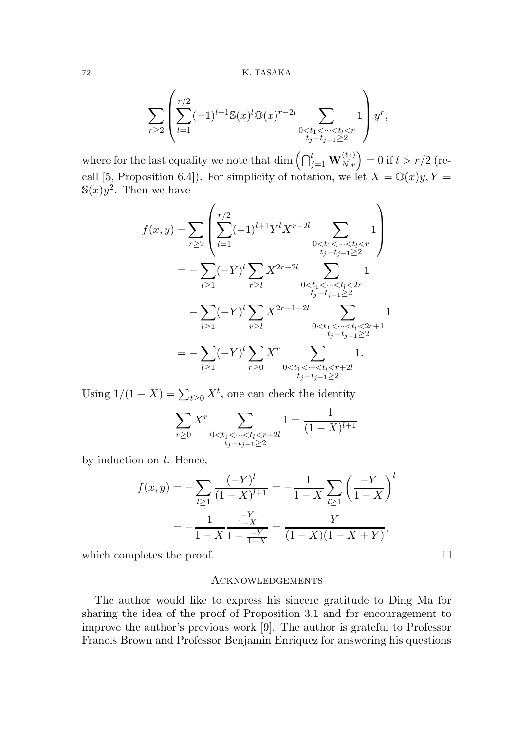$$= \sum_{r \geq 2} \left( \sum_{l=1}^{r/2} (-1)^{l+1} \mathbb{S}(x)^l \mathbb{O}(x)^{r-2l} \sum_{\substack{0 < t_1 < \cdots < t_l < r \\ t_j - t_{j-1} \geq 2}} 1 \right) y^r,$$

where for the last equality we note that $\dim \left( \bigcap_{j=1}^{l} \mathbf{W}_{N,r}^{(t_j)} \right) = 0$ if $l > r/2$ (recall [5, Proposition 6.4]). For simplicity of notation, we let $X = \mathbb{O}(x)y, Y = \mathbb{S}(x)y^2$. Then we have

$$\begin{aligned}
f(x,y) &= \sum_{r \geq 2} \left( \sum_{l=1}^{r/2} (-1)^{l+1} Y^l X^{r-2l} \sum_{\substack{0 < t_1 < \cdots < t_l < r \\ t_j - t_{j-1} \geq 2}} 1 \right) \\
&= - \sum_{l \geq 1} (-Y)^l \sum_{r \geq l} X^{2r-2l} \sum_{\substack{0 < t_1 < \cdots < t_l < 2r \\ t_j - t_{j-1} \geq 2}} 1 \\
&\quad - \sum_{l \geq 1} (-Y)^l \sum_{r \geq l} X^{2r+1-2l} \sum_{\substack{0 < t_1 < \cdots < t_l < 2r+1 \\ t_j - t_{j-1} \geq 2}} 1 \\
&= - \sum_{l \geq 1} (-Y)^l \sum_{r \geq 0} X^r \sum_{\substack{0 < t_1 < \cdots < t_l < r+2l \\ t_j - t_{j-1} \geq 2}} 1.
\end{aligned}$$

Using $1/(1-X) = \sum_{t \geq 0} X^t$, one can check the identity

$$\sum_{r \geq 0} X^r \sum_{\substack{0 < t_1 < \cdots < t_l < r+2l \\ t_j - t_{j-1} \geq 2}} 1 = \frac{1}{(1-X)^{l+1}}$$

by induction on $l$. Hence,

$$\begin{aligned}
f(x,y) &= - \sum_{l \geq 1} \frac{(-Y)^l}{(1-X)^{l+1}} = - \frac{1}{1-X} \sum_{l \geq 1} \left( \frac{-Y}{1-X} \right)^l \\
&= - \frac{1}{1-X} \frac{\frac{-Y}{1-X}}{1 - \frac{-Y}{1-X}} = \frac{Y}{(1-X)(1-X+Y)},
\end{aligned}$$

which completes the proof. $\square$

## Acknowledgements

The author would like to express his sincere gratitude to Ding Ma for sharing the idea of the proof of Proposition 3.1 and for encouragement to improve the author's previous work [9]. The author is grateful to Professor Francis Brown and Professor Benjamin Enriquez for answering his questions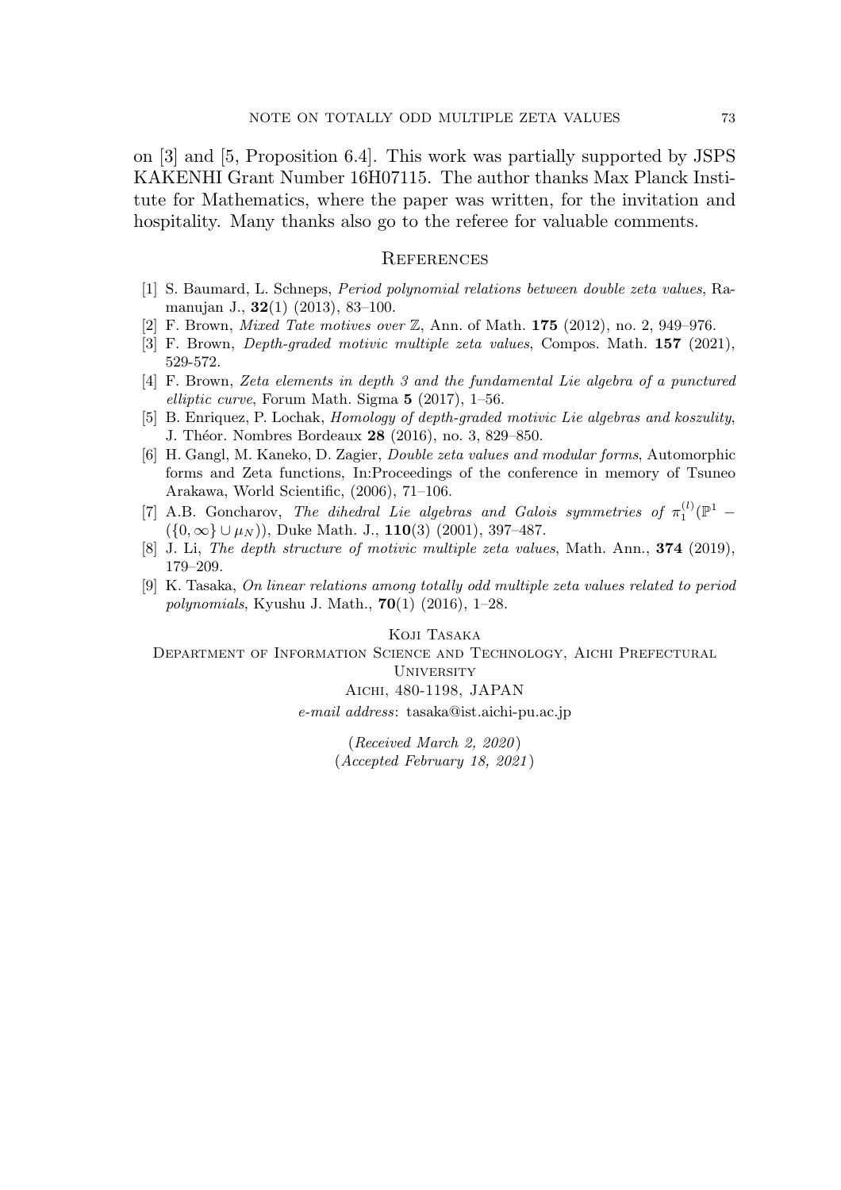on [3] and [5, Proposition 6.4]. This work was partially supported by JSPS KAKENHI Grant Number 16H07115. The author thanks Max Planck Institute for Mathematics, where the paper was written, for the invitation and hospitality. Many thanks also go to the referee for valuable comments.

## References

[1] S. Baumard, L. Schneps, *Period polynomial relations between double zeta values*, Ramanujan J., **32**(1) (2013), 83–100.

[2] F. Brown, *Mixed Tate motives over* $\mathbb{Z}$, Ann. of Math. **175** (2012), no. 2, 949–976.

[3] F. Brown, *Depth-graded motivic multiple zeta values*, Compos. Math. **157** (2021), 529-572.

[4] F. Brown, *Zeta elements in depth 3 and the fundamental Lie algebra of a punctured elliptic curve*, Forum Math. Sigma **5** (2017), 1–56.

[5] B. Enriquez, P. Lochak, *Homology of depth-graded motivic Lie algebras and koszulity*, J. Théor. Nombres Bordeaux **28** (2016), no. 3, 829–850.

[6] H. Gangl, M. Kaneko, D. Zagier, *Double zeta values and modular forms*, Automorphic forms and Zeta functions, In:Proceedings of the conference in memory of Tsuneo Arakawa, World Scientific, (2006), 71–106.

[7] A.B. Goncharov, *The dihedral Lie algebras and Galois symmetries of* $\pi_1^{(l)}(\mathbb{P}^1 - (\{0,\infty\} \cup \mu_N))$, Duke Math. J., **110**(3) (2001), 397–487.

[8] J. Li, *The depth structure of motivic multiple zeta values*, Math. Ann., **374** (2019), 179–209.

[9] K. Tasaka, *On linear relations among totally odd multiple zeta values related to period polynomials*, Kyushu J. Math., **70**(1) (2016), 1–28.

Koji Tasaka
Department of Information Science and Technology, Aichi Prefectural University
Aichi, 480-1198, JAPAN
*e-mail address*: tasaka@ist.aichi-pu.ac.jp

(*Received March 2, 2020*)
(*Accepted February 18, 2021*)